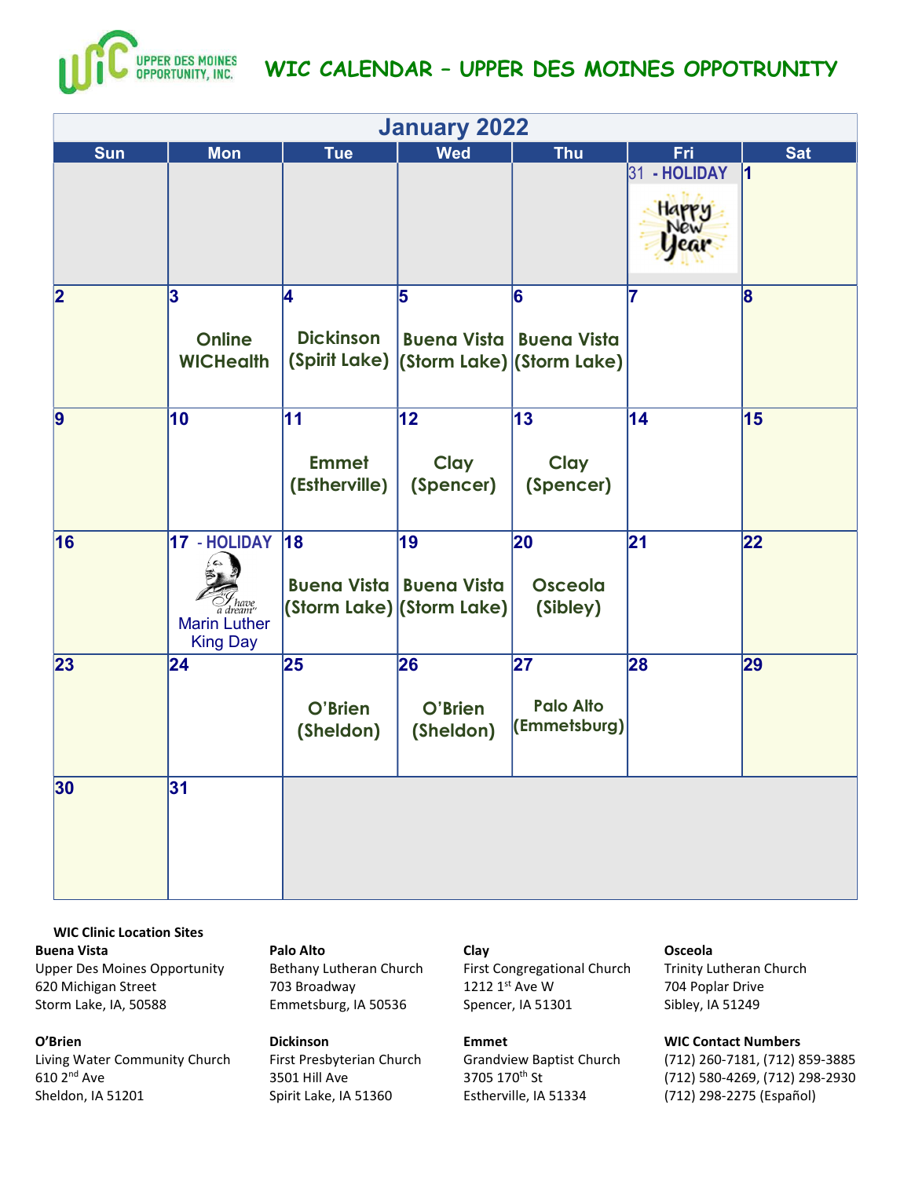# WIC CALENDAR – UPPER DES MOINES OPPOTRUNITY

UPPER DES MOINES OPPORTUNITY, INC.

## January 2022

| Sun | Mon | Tue | Wed | Thu | Fri | Sat |
|---|---|---|---|---|---|---|
| | | | | | 31 - HOLIDAY Happy New Year | 1 |
| 2 | 3 Online WICHealth | 4 Dickinson (Spirit Lake) | 5 Buena Vista (Storm Lake) | 6 Buena Vista (Storm Lake) | 7 | 8 |
| 9 | 10 | 11 Emmet (Estherville) | 12 Clay (Spencer) | 13 Clay (Spencer) | 14 | 15 |
| 16 | 17 - HOLIDAY "I have a dream" Marin Luther King Day | 18 Buena Vista (Storm Lake) | 19 Buena Vista (Storm Lake) | 20 Osceola (Sibley) | 21 | 22 |
| 23 | 24 | 25 O'Brien (Sheldon) | 26 O'Brien (Sheldon) | 27 Palo Alto (Emmetsburg) | 28 | 29 |
| 30 | 31 | | | | | |

**WIC Clinic Location Sites**

**Buena Vista**
Upper Des Moines Opportunity
620 Michigan Street
Storm Lake, IA, 50588

**O'Brien**
Living Water Community Church
610 2nd Ave
Sheldon, IA 51201

**Palo Alto**
Bethany Lutheran Church
703 Broadway
Emmetsburg, IA 50536

**Dickinson**
First Presbyterian Church
3501 Hill Ave
Spirit Lake, IA 51360

**Clay**
First Congregational Church
1212 1st Ave W
Spencer, IA 51301

**Emmet**
Grandview Baptist Church
3705 170th St
Estherville, IA 51334

**Osceola**
Trinity Lutheran Church
704 Poplar Drive
Sibley, IA 51249

**WIC Contact Numbers**
(712) 260-7181, (712) 859-3885
(712) 580-4269, (712) 298-2930
(712) 298-2275 (Español)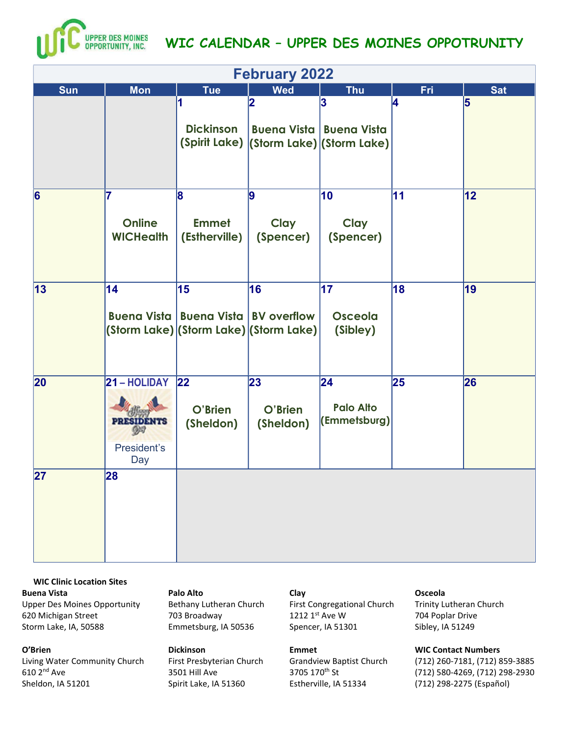# WIC CALENDAR – UPPER DES MOINES OPPOTRUNITY

## February 2022

| Sun | Mon | Tue | Wed | Thu | Fri | Sat |
|---|---|---|---|---|---|---|
| | | 1 Dickinson (Spirit Lake) | 2 Buena Vista (Storm Lake) | 3 Buena Vista (Storm Lake) | 4 | 5 |
| 6 | 7 Online WICHealth | 8 Emmet (Estherville) | 9 Clay (Spencer) | 10 Clay (Spencer) | 11 | 12 |
| 13 | 14 Buena Vista (Storm Lake) | 15 Buena Vista (Storm Lake) | 16 BV overflow (Storm Lake) | 17 Osceola (Sibley) | 18 | 19 |
| 20 | 21 – HOLIDAY President's Day | 22 O'Brien (Sheldon) | 23 O'Brien (Sheldon) | 24 Palo Alto (Emmetsburg) | 25 | 26 |
| 27 | 28 | | | | | |

**WIC Clinic Location Sites**

**Buena Vista**
Upper Des Moines Opportunity
620 Michigan Street
Storm Lake, IA, 50588

**O'Brien**
Living Water Community Church
610 2nd Ave
Sheldon, IA 51201

**Palo Alto**
Bethany Lutheran Church
703 Broadway
Emmetsburg, IA 50536

**Dickinson**
First Presbyterian Church
3501 Hill Ave
Spirit Lake, IA 51360

**Clay**
First Congregational Church
1212 1st Ave W
Spencer, IA 51301

**Emmet**
Grandview Baptist Church
3705 170th St
Estherville, IA 51334

**Osceola**
Trinity Lutheran Church
704 Poplar Drive
Sibley, IA 51249

**WIC Contact Numbers**
(712) 260-7181, (712) 859-3885
(712) 580-4269, (712) 298-2930
(712) 298-2275 (Español)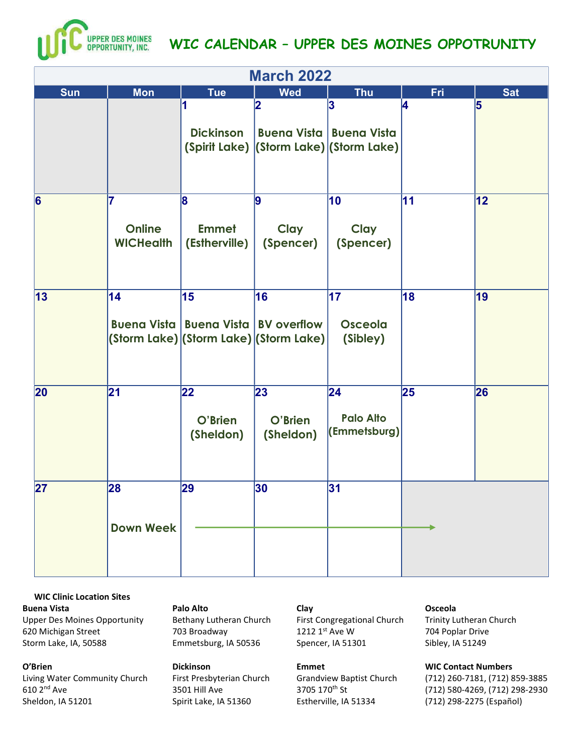# WIC CALENDAR – UPPER DES MOINES OPPOTRUNITY

## March 2022

| Sun | Mon | Tue | Wed | Thu | Fri | Sat |
|---|---|---|---|---|---|---|
| | | 1 Dickinson (Spirit Lake) | 2 Buena Vista (Storm Lake) | 3 Buena Vista (Storm Lake) | 4 | 5 |
| 6 | 7 Online WICHealth | 8 Emmet (Estherville) | 9 Clay (Spencer) | 10 Clay (Spencer) | 11 | 12 |
| 13 | 14 Buena Vista (Storm Lake) | 15 Buena Vista (Storm Lake) | 16 BV overflow (Storm Lake) | 17 Osceola (Sibley) | 18 | 19 |
| 20 | 21 | 22 O'Brien (Sheldon) | 23 O'Brien (Sheldon) | 24 Palo Alto (Emmetsburg) | 25 | 26 |
| 27 | 28 Down Week → | 29 | 30 | 31 | | |

**WIC Clinic Location Sites**

**Buena Vista**
Upper Des Moines Opportunity
620 Michigan Street
Storm Lake, IA, 50588

**Palo Alto**
Bethany Lutheran Church
703 Broadway
Emmetsburg, IA 50536

**Clay**
First Congregational Church
1212 1st Ave W
Spencer, IA 51301

**Osceola**
Trinity Lutheran Church
704 Poplar Drive
Sibley, IA 51249

**O'Brien**
Living Water Community Church
610 2nd Ave
Sheldon, IA 51201

**Dickinson**
First Presbyterian Church
3501 Hill Ave
Spirit Lake, IA 51360

**Emmet**
Grandview Baptist Church
3705 170th St
Estherville, IA 51334

**WIC Contact Numbers**
(712) 260-7181, (712) 859-3885
(712) 580-4269, (712) 298-2930
(712) 298-2275 (Español)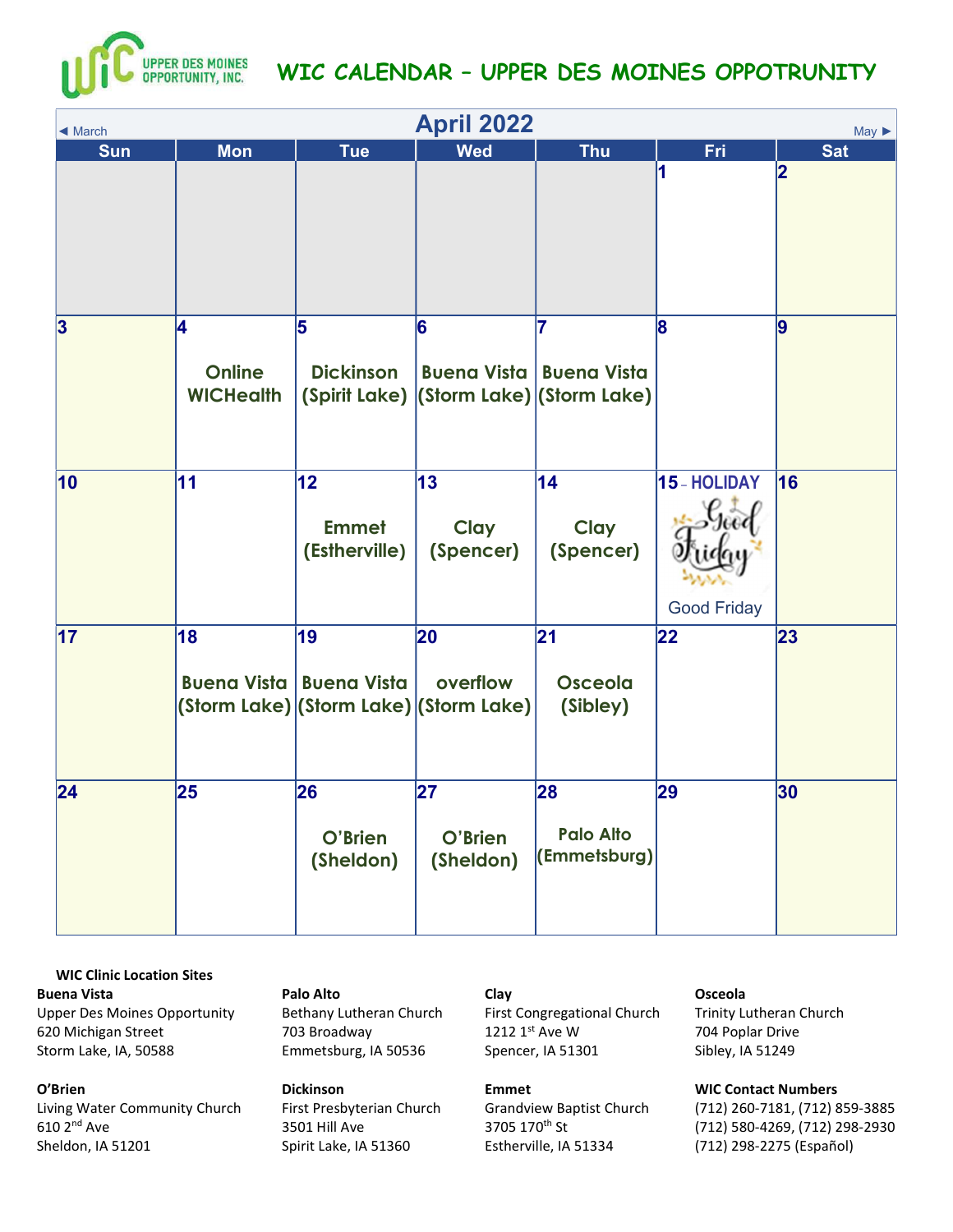# WIC CALENDAR – UPPER DES MOINES OPPOTRUNITY

UPPER DES MOINES OPPORTUNITY, INC.

## April 2022

◄ March | May ►

| Sun | Mon | Tue | Wed | Thu | Fri | Sat |
|---|---|---|---|---|---|---|
| | | | | | 1 | 2 |
| 3 | 4 Online WICHealth | 5 Dickinson (Spirit Lake) | 6 Buena Vista (Storm Lake) | 7 Buena Vista (Storm Lake) | 8 | 9 |
| 10 | 11 | 12 Emmet (Estherville) | 13 Clay (Spencer) | 14 Clay (Spencer) | 15 – HOLIDAY Good Friday | 16 |
| 17 | 18 Buena Vista (Storm Lake) | 19 Buena Vista (Storm Lake) | 20 overflow (Storm Lake) | 21 Osceola (Sibley) | 22 | 23 |
| 24 | 25 | 26 O'Brien (Sheldon) | 27 O'Brien (Sheldon) | 28 Palo Alto (Emmetsburg) | 29 | 30 |

### WIC Clinic Location Sites

**Buena Vista**
Upper Des Moines Opportunity
620 Michigan Street
Storm Lake, IA, 50588

**Palo Alto**
Bethany Lutheran Church
703 Broadway
Emmetsburg, IA 50536

**Clay**
First Congregational Church
1212 1st Ave W
Spencer, IA 51301

**Osceola**
Trinity Lutheran Church
704 Poplar Drive
Sibley, IA 51249

**O'Brien**
Living Water Community Church
610 2nd Ave
Sheldon, IA 51201

**Dickinson**
First Presbyterian Church
3501 Hill Ave
Spirit Lake, IA 51360

**Emmet**
Grandview Baptist Church
3705 170th St
Estherville, IA 51334

**WIC Contact Numbers**
(712) 260-7181, (712) 859-3885
(712) 580-4269, (712) 298-2930
(712) 298-2275 (Español)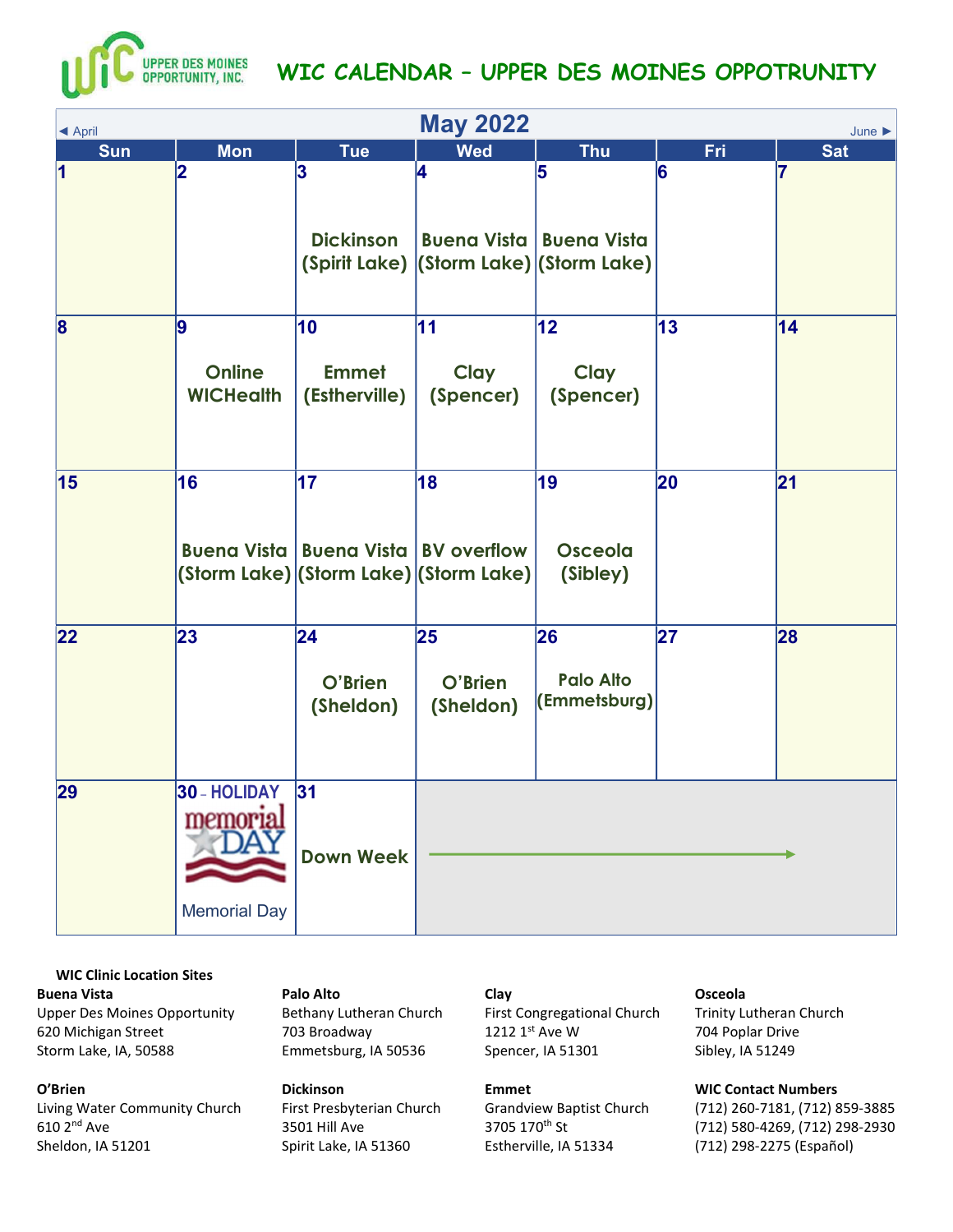# WIC CALENDAR – UPPER DES MOINES OPPOTRUNITY

UPPER DES MOINES OPPORTUNITY, INC.

## May 2022

◄ April | June ►

| Sun | Mon | Tue | Wed | Thu | Fri | Sat |
|---|---|---|---|---|---|---|
| 1 | 2 | 3 Dickinson (Spirit Lake) | 4 Buena Vista (Storm Lake) | 5 Buena Vista (Storm Lake) | 6 | 7 |
| 8 | 9 Online WICHealth | 10 Emmet (Estherville) | 11 Clay (Spencer) | 12 Clay (Spencer) | 13 | 14 |
| 15 | 16 Buena Vista (Storm Lake) | 17 Buena Vista (Storm Lake) | 18 BV overflow (Storm Lake) | 19 Osceola (Sibley) | 20 | 21 |
| 22 | 23 | 24 O'Brien (Sheldon) | 25 O'Brien (Sheldon) | 26 Palo Alto (Emmetsburg) | 27 | 28 |
| 29 | 30 – HOLIDAY Memorial Day | 31 Down Week → | | | | |

**WIC Clinic Location Sites**

**Buena Vista**
Upper Des Moines Opportunity
620 Michigan Street
Storm Lake, IA, 50588

**Palo Alto**
Bethany Lutheran Church
703 Broadway
Emmetsburg, IA 50536

**Clay**
First Congregational Church
1212 1st Ave W
Spencer, IA 51301

**Osceola**
Trinity Lutheran Church
704 Poplar Drive
Sibley, IA 51249

**O'Brien**
Living Water Community Church
610 2nd Ave
Sheldon, IA 51201

**Dickinson**
First Presbyterian Church
3501 Hill Ave
Spirit Lake, IA 51360

**Emmet**
Grandview Baptist Church
3705 170th St
Estherville, IA 51334

**WIC Contact Numbers**
(712) 260-7181, (712) 859-3885
(712) 580-4269, (712) 298-2930
(712) 298-2275 (Español)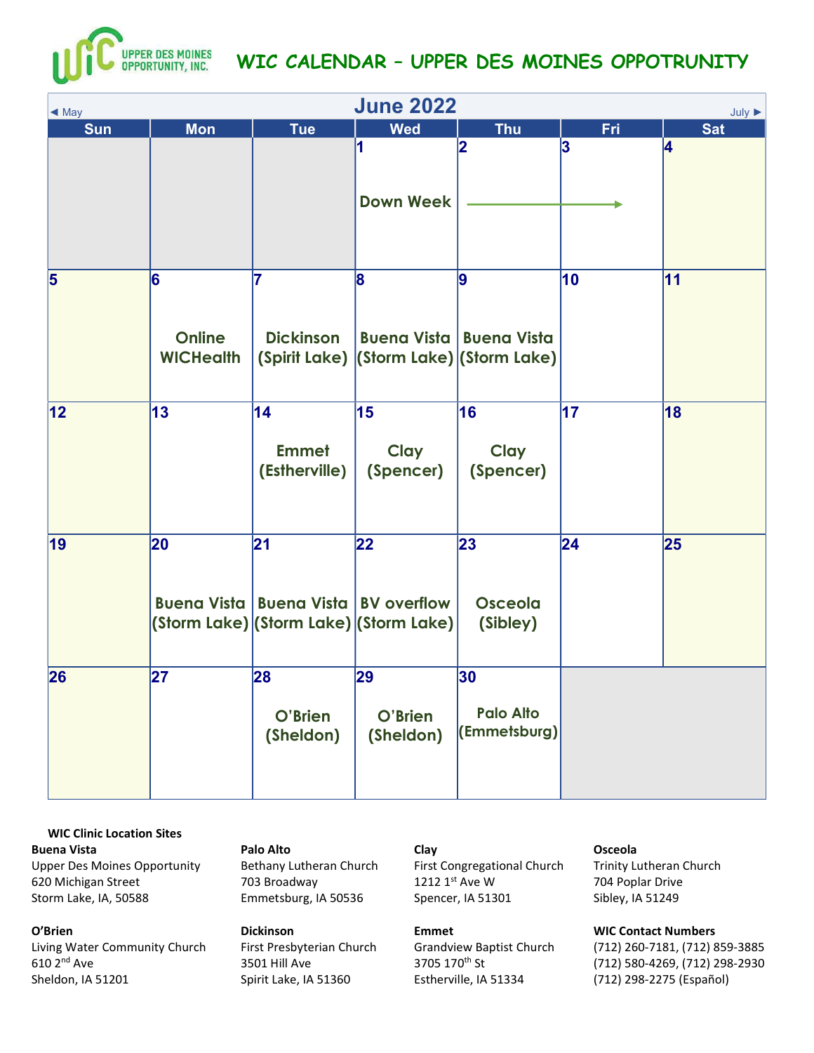# WIC CALENDAR – UPPER DES MOINES OPPOTRUNITY

UPPER DES MOINES OPPORTUNITY, INC.

## June 2022

◄ May | July ►

| Sun | Mon | Tue | Wed | Thu | Fri | Sat |
|---|---|---|---|---|---|---|
| | | | 1 Down Week | 2 → | 3 → | 4 |
| 5 | 6 Online WICHealth | 7 Dickinson (Spirit Lake) | 8 Buena Vista (Storm Lake) | 9 Buena Vista (Storm Lake) | 10 | 11 |
| 12 | 13 | 14 Emmet (Estherville) | 15 Clay (Spencer) | 16 Clay (Spencer) | 17 | 18 |
| 19 | 20 Buena Vista (Storm Lake) | 21 Buena Vista (Storm Lake) | 22 BV overflow (Storm Lake) | 23 Osceola (Sibley) | 24 | 25 |
| 26 | 27 | 28 O'Brien (Sheldon) | 29 O'Brien (Sheldon) | 30 Palo Alto (Emmetsburg) | | |

**WIC Clinic Location Sites**

**Buena Vista**
Upper Des Moines Opportunity
620 Michigan Street
Storm Lake, IA, 50588

**Palo Alto**
Bethany Lutheran Church
703 Broadway
Emmetsburg, IA 50536

**Clay**
First Congregational Church
1212 1st Ave W
Spencer, IA 51301

**Osceola**
Trinity Lutheran Church
704 Poplar Drive
Sibley, IA 51249

**O'Brien**
Living Water Community Church
610 2nd Ave
Sheldon, IA 51201

**Dickinson**
First Presbyterian Church
3501 Hill Ave
Spirit Lake, IA 51360

**Emmet**
Grandview Baptist Church
3705 170th St
Estherville, IA 51334

**WIC Contact Numbers**
(712) 260-7181, (712) 859-3885
(712) 580-4269, (712) 298-2930
(712) 298-2275 (Español)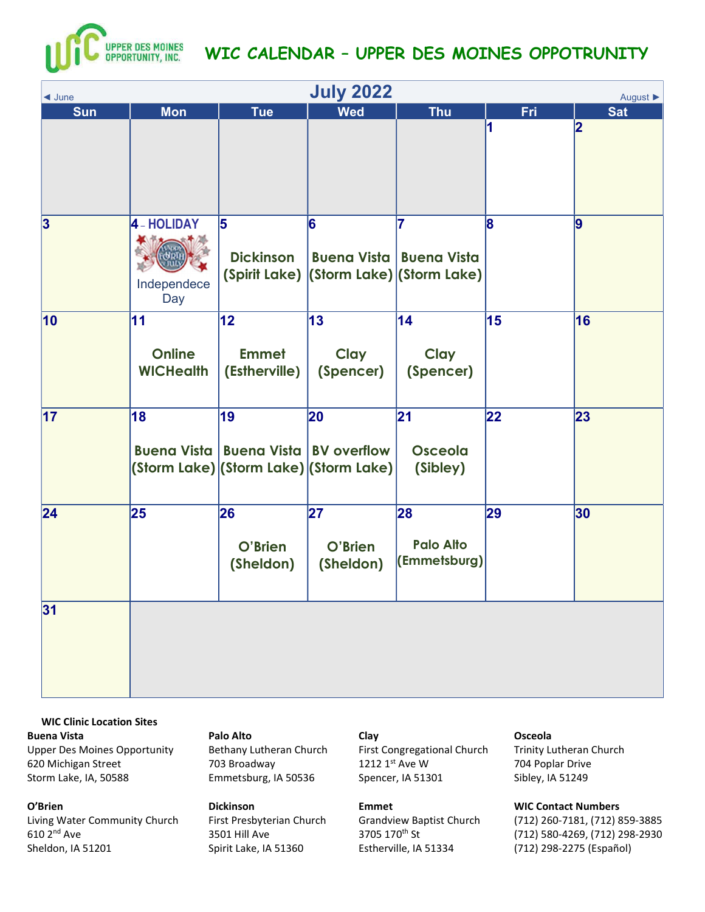# WIC CALENDAR – UPPER DES MOINES OPPOTRUNITY

## July 2022

◄ June | August ►

| Sun | Mon | Tue | Wed | Thu | Fri | Sat |
|---|---|---|---|---|---|---|
| | | | | | 1 | 2 |
| 3 | 4 – HOLIDAY Independece Day | 5 Dickinson (Spirit Lake) | 6 Buena Vista (Storm Lake) | 7 Buena Vista (Storm Lake) | 8 | 9 |
| 10 | 11 Online WICHealth | 12 Emmet (Estherville) | 13 Clay (Spencer) | 14 Clay (Spencer) | 15 | 16 |
| 17 | 18 Buena Vista (Storm Lake) | 19 Buena Vista (Storm Lake) | 20 BV overflow (Storm Lake) | 21 Osceola (Sibley) | 22 | 23 |
| 24 | 25 | 26 O'Brien (Sheldon) | 27 O'Brien (Sheldon) | 28 Palo Alto (Emmetsburg) | 29 | 30 |
| 31 | | | | | | |

**WIC Clinic Location Sites**

**Buena Vista**
Upper Des Moines Opportunity
620 Michigan Street
Storm Lake, IA, 50588

**O'Brien**
Living Water Community Church
610 2nd Ave
Sheldon, IA 51201

**Palo Alto**
Bethany Lutheran Church
703 Broadway
Emmetsburg, IA 50536

**Dickinson**
First Presbyterian Church
3501 Hill Ave
Spirit Lake, IA 51360

**Clay**
First Congregational Church
1212 1st Ave W
Spencer, IA 51301

**Emmet**
Grandview Baptist Church
3705 170th St
Estherville, IA 51334

**Osceola**
Trinity Lutheran Church
704 Poplar Drive
Sibley, IA 51249

**WIC Contact Numbers**
(712) 260-7181, (712) 859-3885
(712) 580-4269, (712) 298-2930
(712) 298-2275 (Español)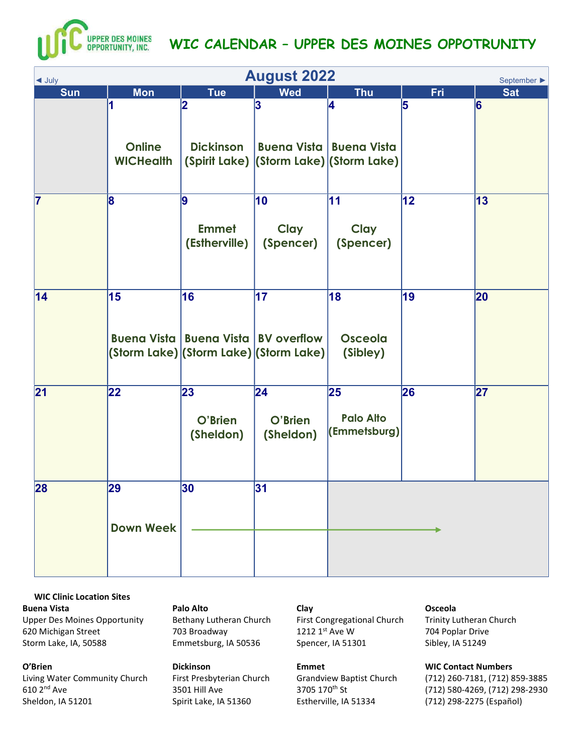# WIC CALENDAR – UPPER DES MOINES OPPOTRUNITY

UPPER DES MOINES OPPORTUNITY, INC.

## August 2022

◄ July | September ►

| Sun | Mon | Tue | Wed | Thu | Fri | Sat |
|---|---|---|---|---|---|---|
| | 1 Online WICHealth | 2 Dickinson (Spirit Lake) | 3 Buena Vista (Storm Lake) | 4 Buena Vista (Storm Lake) | 5 | 6 |
| 7 | 8 | 9 Emmet (Estherville) | 10 Clay (Spencer) | 11 Clay (Spencer) | 12 | 13 |
| 14 | 15 Buena Vista (Storm Lake) | 16 Buena Vista (Storm Lake) | 17 BV overflow (Storm Lake) | 18 Osceola (Sibley) | 19 | 20 |
| 21 | 22 | 23 O'Brien (Sheldon) | 24 O'Brien (Sheldon) | 25 Palo Alto (Emmetsburg) | 26 | 27 |
| 28 | 29 Down Week → | 30 | 31 | | | |

**WIC Clinic Location Sites**

**Buena Vista**
Upper Des Moines Opportunity
620 Michigan Street
Storm Lake, IA, 50588

**Palo Alto**
Bethany Lutheran Church
703 Broadway
Emmetsburg, IA 50536

**Clay**
First Congregational Church
1212 1st Ave W
Spencer, IA 51301

**Osceola**
Trinity Lutheran Church
704 Poplar Drive
Sibley, IA 51249

**O'Brien**
Living Water Community Church
610 2nd Ave
Sheldon, IA 51201

**Dickinson**
First Presbyterian Church
3501 Hill Ave
Spirit Lake, IA 51360

**Emmet**
Grandview Baptist Church
3705 170th St
Estherville, IA 51334

**WIC Contact Numbers**
(712) 260-7181, (712) 859-3885
(712) 580-4269, (712) 298-2930
(712) 298-2275 (Español)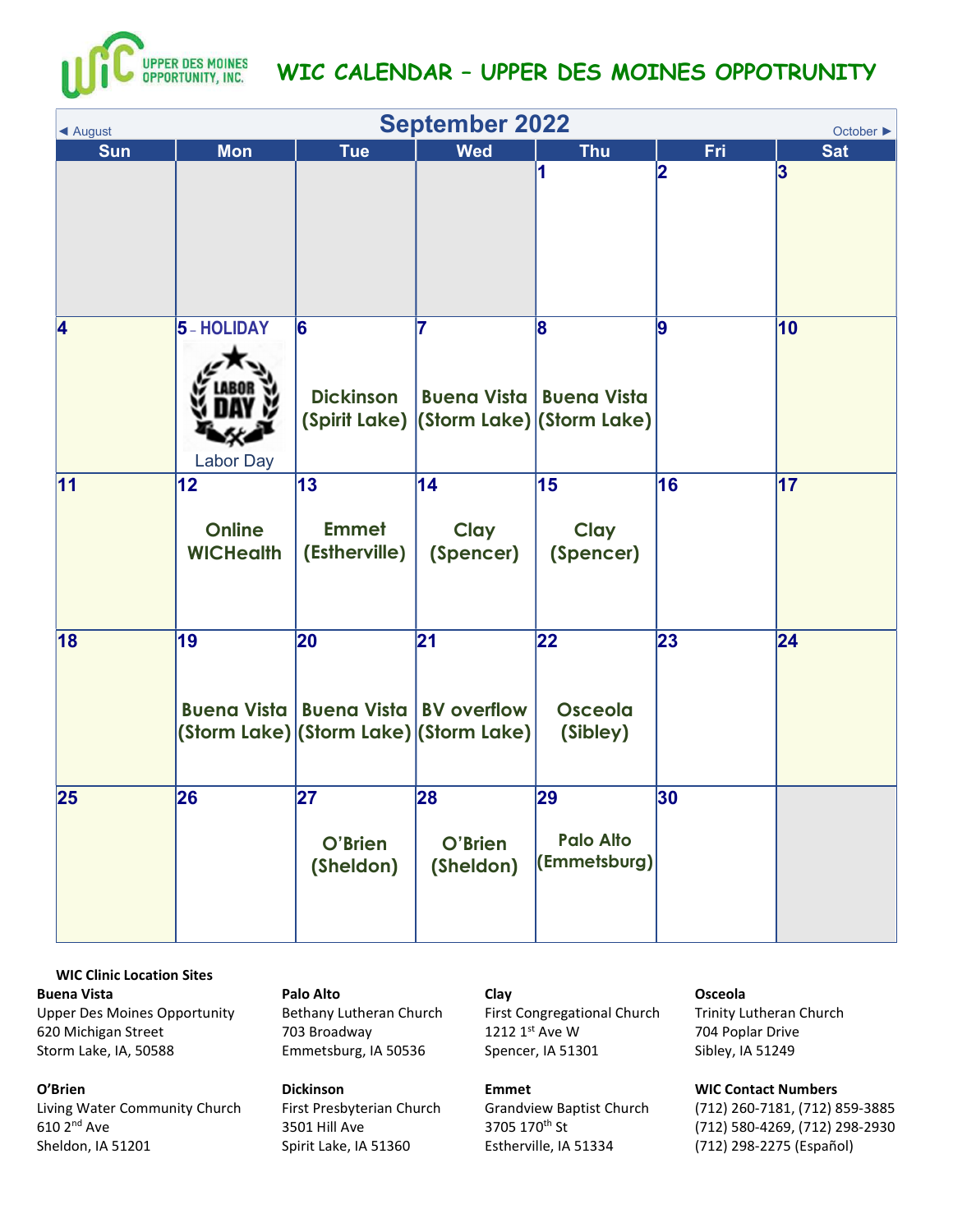# WIC CALENDAR – UPPER DES MOINES OPPOTRUNITY

UPPER DES MOINES OPPORTUNITY, INC.

## September 2022

◄ August | October ►

| Sun | Mon | Tue | Wed | Thu | Fri | Sat |
|---|---|---|---|---|---|---|
| | | | | 1 | 2 | 3 |
| 4 | 5 – HOLIDAY<br>Labor Day | 6<br>Dickinson (Spirit Lake) | 7<br>Buena Vista (Storm Lake) | 8<br>Buena Vista (Storm Lake) | 9 | 10 |
| 11 | 12<br>Online WICHealth | 13<br>Emmet (Estherville) | 14<br>Clay (Spencer) | 15<br>Clay (Spencer) | 16 | 17 |
| 18 | 19<br>Buena Vista (Storm Lake) | 20<br>Buena Vista (Storm Lake) | 21<br>BV overflow (Storm Lake) | 22<br>Osceola (Sibley) | 23 | 24 |
| 25 | 26 | 27<br>O'Brien (Sheldon) | 28<br>O'Brien (Sheldon) | 29<br>Palo Alto (Emmetsburg) | 30 | |

**WIC Clinic Location Sites**

**Buena Vista**
Upper Des Moines Opportunity
620 Michigan Street
Storm Lake, IA, 50588

**Palo Alto**
Bethany Lutheran Church
703 Broadway
Emmetsburg, IA 50536

**Clay**
First Congregational Church
1212 1st Ave W
Spencer, IA 51301

**Osceola**
Trinity Lutheran Church
704 Poplar Drive
Sibley, IA 51249

**O'Brien**
Living Water Community Church
610 2nd Ave
Sheldon, IA 51201

**Dickinson**
First Presbyterian Church
3501 Hill Ave
Spirit Lake, IA 51360

**Emmet**
Grandview Baptist Church
3705 170th St
Estherville, IA 51334

**WIC Contact Numbers**
(712) 260-7181, (712) 859-3885
(712) 580-4269, (712) 298-2930
(712) 298-2275 (Español)